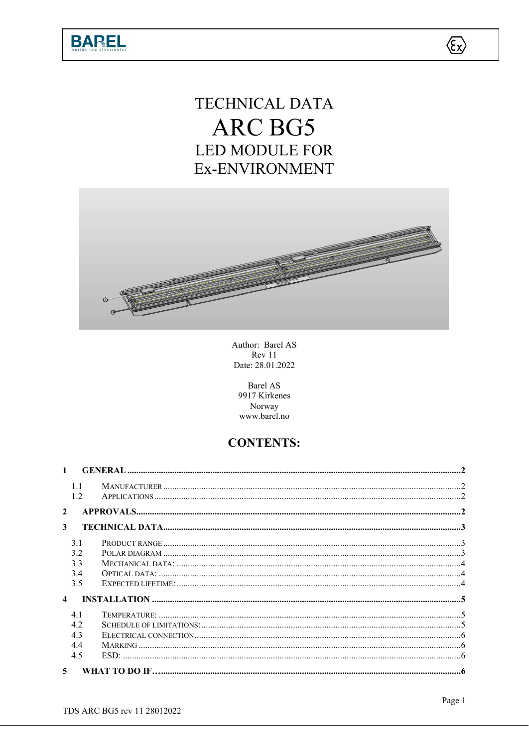# TECHNICAL DATA

# ARC BG5

## LED MODULE FOR Ex-ENVIRONMENT

Author: Barel AS
Rev 11
Date: 28.01.2022

Barel AS
9917 Kirkenes
Norway
www.barel.no

## CONTENTS:

**1 GENERAL** .......... **2**

- 1.1 MANUFACTURER .......... 2
- 1.2 APPLICATIONS .......... 2

**2 APPROVALS** .......... **2**

**3 TECHNICAL DATA** .......... **3**

- 3.1 PRODUCT RANGE .......... 3
- 3.2 POLAR DIAGRAM .......... 3
- 3.3 MECHANICAL DATA: .......... 4
- 3.4 OPTICAL DATA: .......... 4
- 3.5 EXPECTED LIFETIME: .......... 4

**4 INSTALLATION** .......... **5**

- 4.1 TEMPERATURE: .......... 5
- 4.2 SCHEDULE OF LIMITATIONS: .......... 5
- 4.3 ELECTRICAL CONNECTION .......... 6
- 4.4 MARKING .......... 6
- 4.5 ESD: .......... 6

**5 WHAT TO DO IF…** .......... **6**

TDS ARC BG5 rev 11 28012022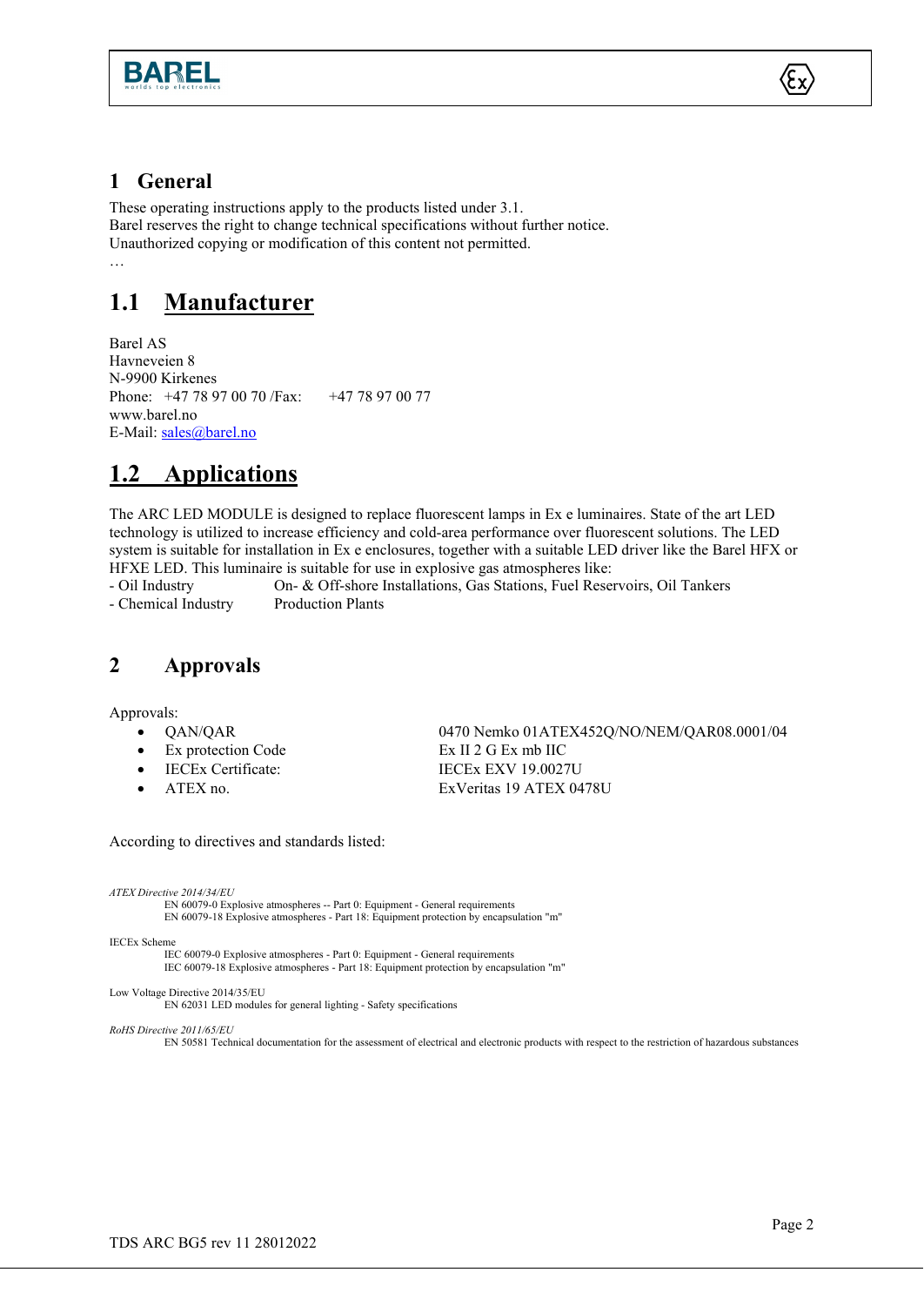# 1 General

These operating instructions apply to the products listed under 3.1.
Barel reserves the right to change technical specifications without further notice.
Unauthorized copying or modification of this content not permitted.
…

## 1.1 Manufacturer

Barel AS
Havneveien 8
N-9900 Kirkenes
Phone: +47 78 97 00 70 /Fax: +47 78 97 00 77
www.barel.no
E-Mail: sales@barel.no

## 1.2 Applications

The ARC LED MODULE is designed to replace fluorescent lamps in Ex e luminaires. State of the art LED technology is utilized to increase efficiency and cold-area performance over fluorescent solutions. The LED system is suitable for installation in Ex e enclosures, together with a suitable LED driver like the Barel HFX or HFXE LED. This luminaire is suitable for use in explosive gas atmospheres like:

| | |
|---|---|
| - Oil Industry | On- & Off-shore Installations, Gas Stations, Fuel Reservoirs, Oil Tankers |
| - Chemical Industry | Production Plants |

# 2 Approvals

Approvals:

- QAN/QAR — 0470 Nemko 01ATEX452Q/NO/NEM/QAR08.0001/04
- Ex protection Code — Ex II 2 G Ex mb IIC
- IECEx Certificate: — IECEx EXV 19.0027U
- ATEX no. — ExVeritas 19 ATEX 0478U

According to directives and standards listed:

*ATEX Directive 2014/34/EU*
EN 60079-0 Explosive atmospheres -- Part 0: Equipment - General requirements
EN 60079-18 Explosive atmospheres - Part 18: Equipment protection by encapsulation "m"

IECEx Scheme
IEC 60079-0 Explosive atmospheres - Part 0: Equipment - General requirements
IEC 60079-18 Explosive atmospheres - Part 18: Equipment protection by encapsulation "m"

Low Voltage Directive 2014/35/EU
EN 62031 LED modules for general lighting - Safety specifications

*RoHS Directive 2011/65/EU*
EN 50581 Technical documentation for the assessment of electrical and electronic products with respect to the restriction of hazardous substances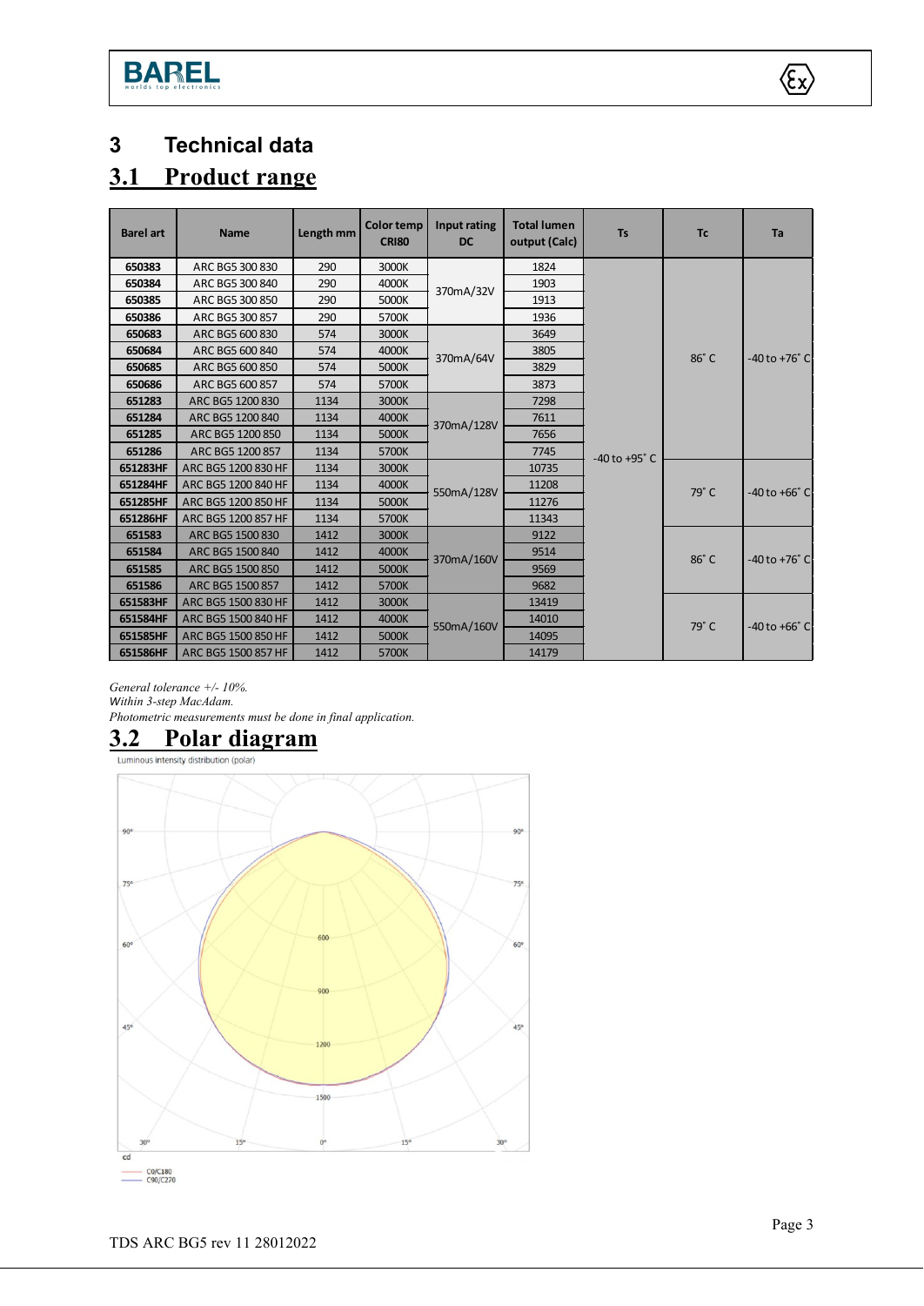# 3 Technical data

## 3.1 Product range

| Barel art | Name | Length mm | Color temp CRI80 | Input rating DC | Total lumen output (Calc) | Ts | Tc | Ta |
|---|---|---|---|---|---|---|---|---|
| 650383 | ARC BG5 300 830 | 290 | 3000K | 370mA/32V | 1824 | -40 to +95° C | 86° C | -40 to +76° C |
| 650384 | ARC BG5 300 840 | 290 | 4000K | | 1903 | | | |
| 650385 | ARC BG5 300 850 | 290 | 5000K | | 1913 | | | |
| 650386 | ARC BG5 300 857 | 290 | 5700K | | 1936 | | | |
| 650683 | ARC BG5 600 830 | 574 | 3000K | 370mA/64V | 3649 | | | |
| 650684 | ARC BG5 600 840 | 574 | 4000K | | 3805 | | | |
| 650685 | ARC BG5 600 850 | 574 | 5000K | | 3829 | | | |
| 650686 | ARC BG5 600 857 | 574 | 5700K | | 3873 | | | |
| 651283 | ARC BG5 1200 830 | 1134 | 3000K | 370mA/128V | 7298 | | | |
| 651284 | ARC BG5 1200 840 | 1134 | 4000K | | 7611 | | | |
| 651285 | ARC BG5 1200 850 | 1134 | 5000K | | 7656 | | | |
| 651286 | ARC BG5 1200 857 | 1134 | 5700K | | 7745 | | | |
| 651283HF | ARC BG5 1200 830 HF | 1134 | 3000K | 550mA/128V | 10735 | | 79° C | -40 to +66° C |
| 651284HF | ARC BG5 1200 840 HF | 1134 | 4000K | | 11208 | | | |
| 651285HF | ARC BG5 1200 850 HF | 1134 | 5000K | | 11276 | | | |
| 651286HF | ARC BG5 1200 857 HF | 1134 | 5700K | | 11343 | | | |
| 651583 | ARC BG5 1500 830 | 1412 | 3000K | 370mA/160V | 9122 | | 86° C | -40 to +76° C |
| 651584 | ARC BG5 1500 840 | 1412 | 4000K | | 9514 | | | |
| 651585 | ARC BG5 1500 850 | 1412 | 5000K | | 9569 | | | |
| 651586 | ARC BG5 1500 857 | 1412 | 5700K | | 9682 | | | |
| 651583HF | ARC BG5 1500 830 HF | 1412 | 3000K | 550mA/160V | 13419 | | 79° C | -40 to +66° C |
| 651584HF | ARC BG5 1500 840 HF | 1412 | 4000K | | 14010 | | | |
| 651585HF | ARC BG5 1500 850 HF | 1412 | 5000K | | 14095 | | | |
| 651586HF | ARC BG5 1500 857 HF | 1412 | 5700K | | 14179 | | | |

*General tolerance +/- 10%.*
*Within 3-step MacAdam.*
*Photometric measurements must be done in final application.*

## 3.2 Polar diagram

Luminous intensity distribution (polar)

90° 75° 60° 45° 30° 15° 0° 15° 30° 45° 60° 75° 90°

600 900 1200 1500

cd

C0/C180
C90/C270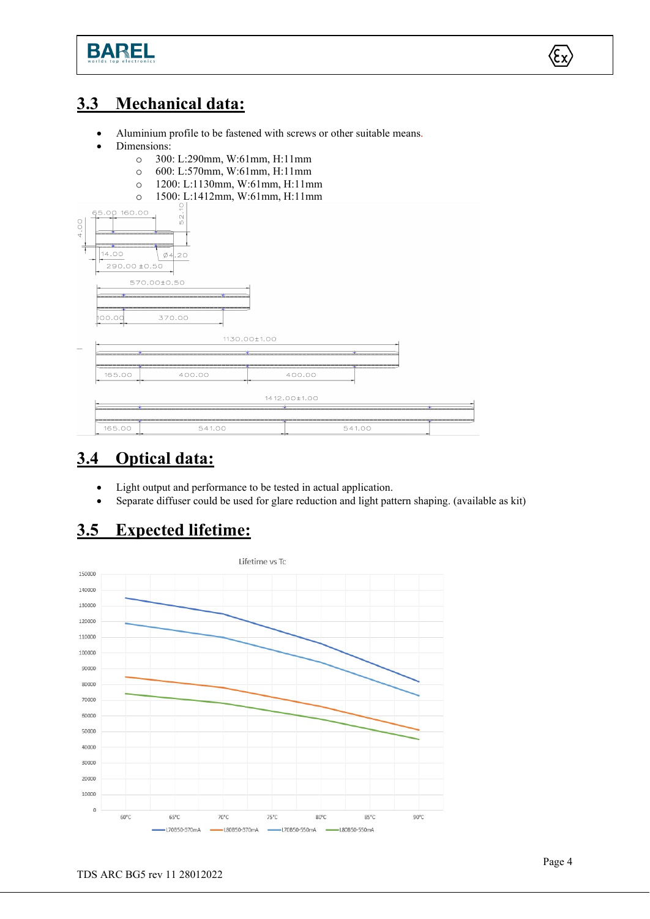## 3.3 Mechanical data:

- Aluminium profile to be fastened with screws or other suitable means.
- Dimensions:
  - 300: L:290mm, W:61mm, H:11mm
  - 600: L:570mm, W:61mm, H:11mm
  - 1200: L:1130mm, W:61mm, H:11mm
  - 1500: L:1412mm, W:61mm, H:11mm

## 3.4 Optical data:

- Light output and performance to be tested in actual application.
- Separate diffuser could be used for glare reduction and light pattern shaping. (available as kit)

## 3.5 Expected lifetime: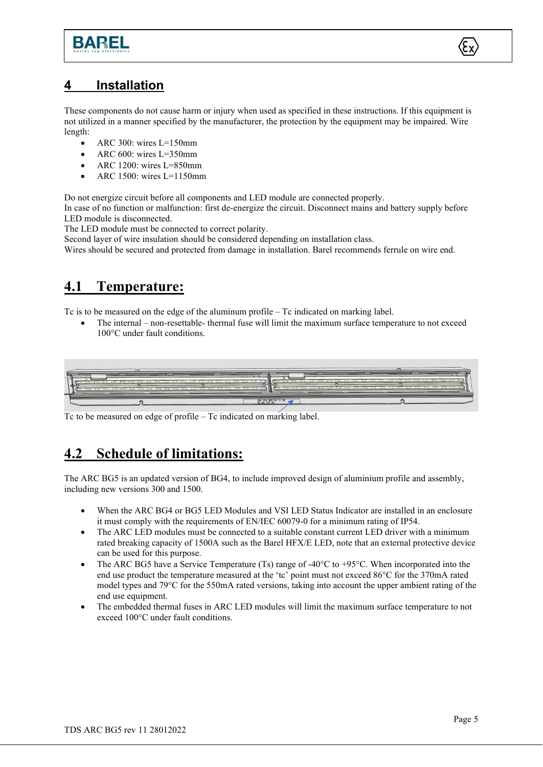# 4 Installation

These components do not cause harm or injury when used as specified in these instructions. If this equipment is not utilized in a manner specified by the manufacturer, the protection by the equipment may be impaired. Wire length:

- ARC 300: wires L=150mm
- ARC 600: wires L=350mm
- ARC 1200: wires L=850mm
- ARC 1500: wires L=1150mm

Do not energize circuit before all components and LED module are connected properly.
In case of no function or malfunction: first de-energize the circuit. Disconnect mains and battery supply before LED module is disconnected.
The LED module must be connected to correct polarity.
Second layer of wire insulation should be considered depending on installation class.
Wires should be secured and protected from damage in installation. Barel recommends ferrule on wire end.

## 4.1 Temperature:

Tc is to be measured on the edge of the aluminum profile – Tc indicated on marking label.

- The internal – non-resettable- thermal fuse will limit the maximum surface temperature to not exceed 100°C under fault conditions.

Tc to be measured on edge of profile – Tc indicated on marking label.

## 4.2 Schedule of limitations:

The ARC BG5 is an updated version of BG4, to include improved design of aluminium profile and assembly, including new versions 300 and 1500.

- When the ARC BG4 or BG5 LED Modules and VSI LED Status Indicator are installed in an enclosure it must comply with the requirements of EN/IEC 60079-0 for a minimum rating of IP54.
- The ARC LED modules must be connected to a suitable constant current LED driver with a minimum rated breaking capacity of 1500A such as the Barel HFX/E LED, note that an external protective device can be used for this purpose.
- The ARC BG5 have a Service Temperature (Ts) range of -40°C to +95°C. When incorporated into the end use product the temperature measured at the 'tc' point must not exceed 86°C for the 370mA rated model types and 79°C for the 550mA rated versions, taking into account the upper ambient rating of the end use equipment.
- The embedded thermal fuses in ARC LED modules will limit the maximum surface temperature to not exceed 100°C under fault conditions.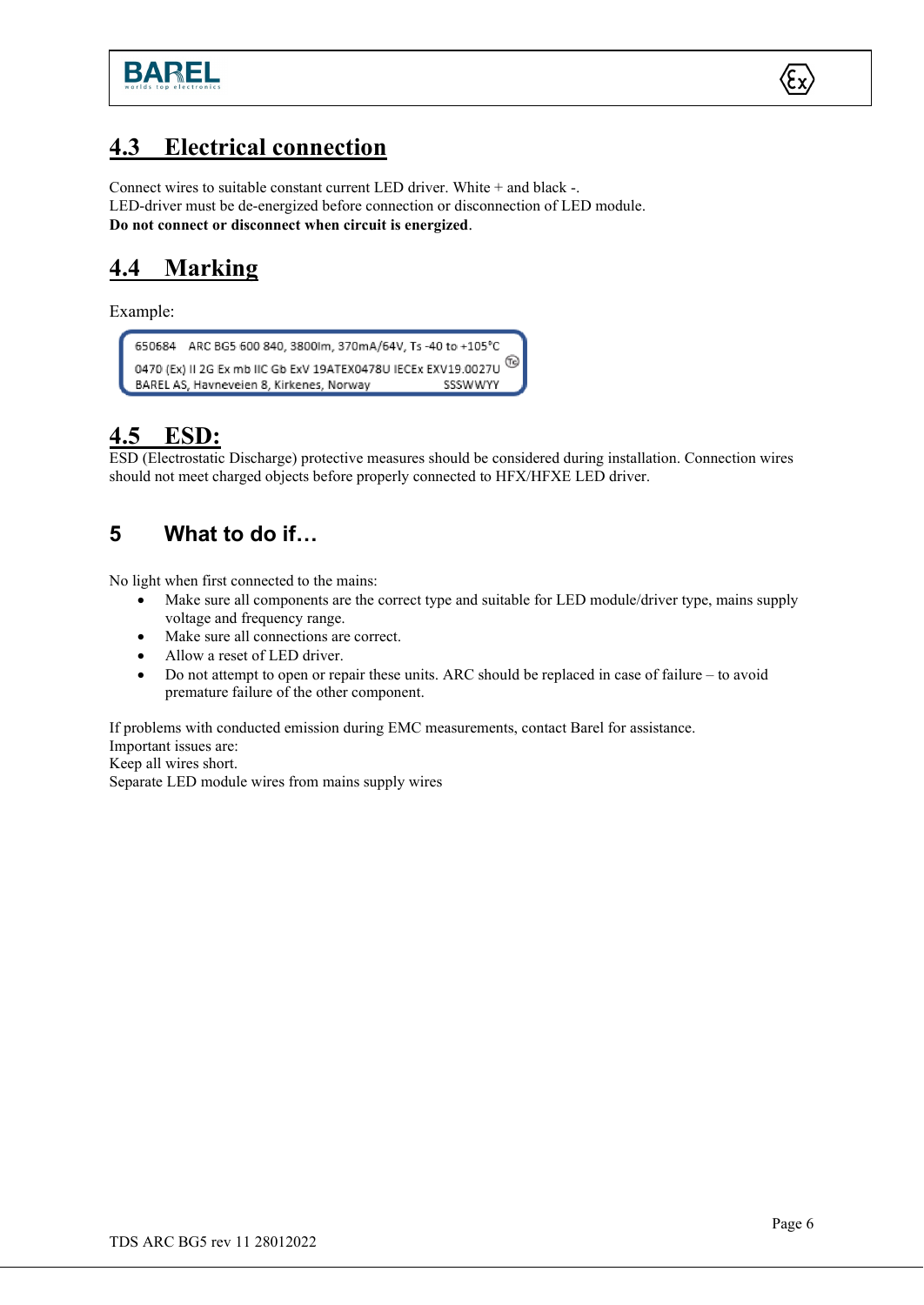## 4.3 Electrical connection

Connect wires to suitable constant current LED driver. White + and black -.
LED-driver must be de-energized before connection or disconnection of LED module.
**Do not connect or disconnect when circuit is energized**.

## 4.4 Marking

Example:

650684 ARC BG5 600 840, 3800lm, 370mA/64V, Ts -40 to +105°C
0470 (Ex) II 2G Ex mb IIC Gb ExV 19ATEX0478U IECEx EXV19.0027U
BAREL AS, Havneveien 8, Kirkenes, Norway SSSWWYY

## 4.5 ESD:

ESD (Electrostatic Discharge) protective measures should be considered during installation. Connection wires should not meet charged objects before properly connected to HFX/HFXE LED driver.

# 5 What to do if…

No light when first connected to the mains:

- Make sure all components are the correct type and suitable for LED module/driver type, mains supply voltage and frequency range.
- Make sure all connections are correct.
- Allow a reset of LED driver.
- Do not attempt to open or repair these units. ARC should be replaced in case of failure – to avoid premature failure of the other component.

If problems with conducted emission during EMC measurements, contact Barel for assistance.
Important issues are:
Keep all wires short.
Separate LED module wires from mains supply wires

TDS ARC BG5 rev 11 28012022